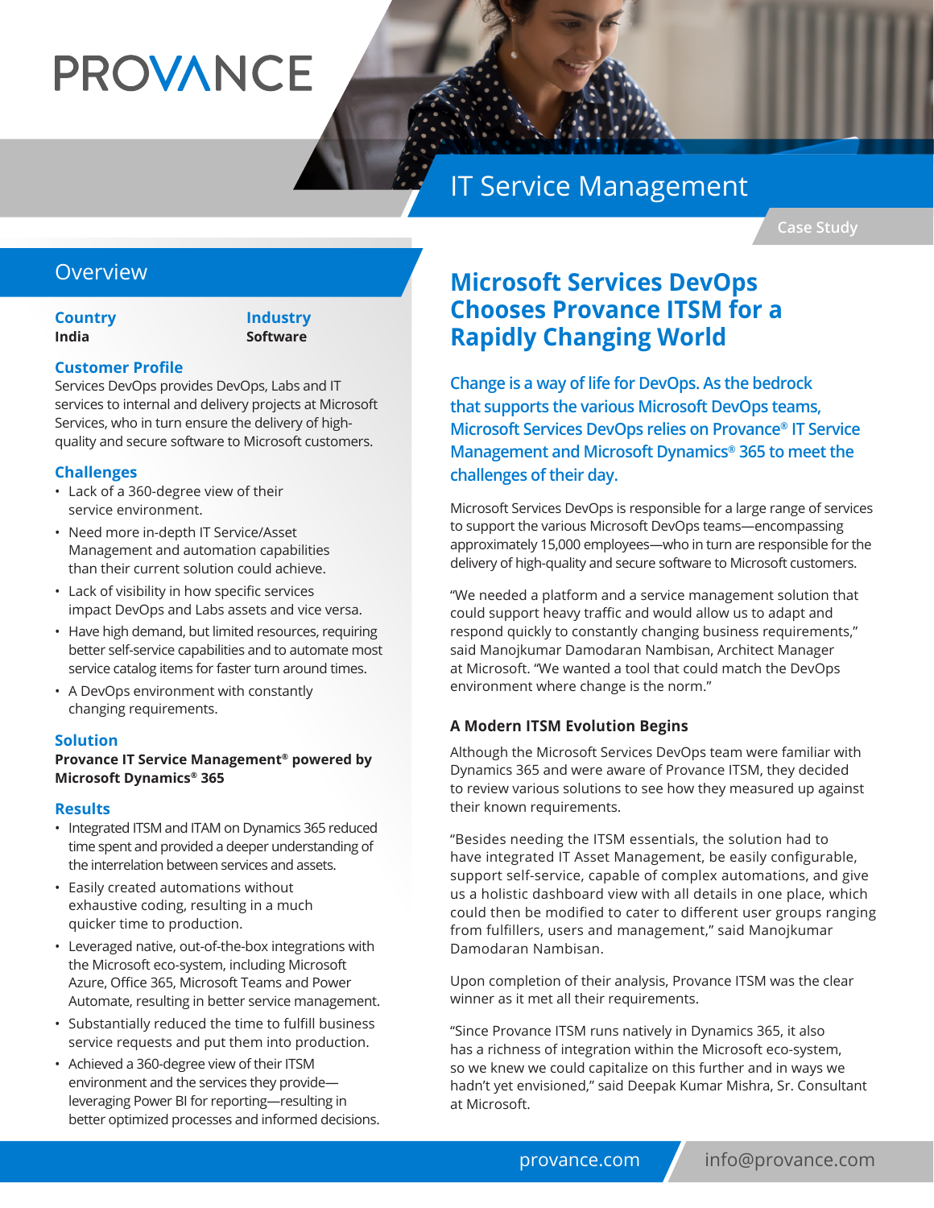# PROVANCE

## IT Service Management

Case Study

## Overview

**Country**
India

**Industry**
Software

### Customer Profile

Services DevOps provides DevOps, Labs and IT services to internal and delivery projects at Microsoft Services, who in turn ensure the delivery of high-quality and secure software to Microsoft customers.

### Challenges

- Lack of a 360-degree view of their service environment.
- Need more in-depth IT Service/Asset Management and automation capabilities than their current solution could achieve.
- Lack of visibility in how specific services impact DevOps and Labs assets and vice versa.
- Have high demand, but limited resources, requiring better self-service capabilities and to automate most service catalog items for faster turn around times.
- A DevOps environment with constantly changing requirements.

### Solution

**Provance IT Service Management® powered by Microsoft Dynamics® 365**

### Results

- Integrated ITSM and ITAM on Dynamics 365 reduced time spent and provided a deeper understanding of the interrelation between services and assets.
- Easily created automations without exhaustive coding, resulting in a much quicker time to production.
- Leveraged native, out-of-the-box integrations with the Microsoft eco-system, including Microsoft Azure, Office 365, Microsoft Teams and Power Automate, resulting in better service management.
- Substantially reduced the time to fulfill business service requests and put them into production.
- Achieved a 360-degree view of their ITSM environment and the services they provide—leveraging Power BI for reporting—resulting in better optimized processes and informed decisions.

# Microsoft Services DevOps Chooses Provance ITSM for a Rapidly Changing World

Change is a way of life for DevOps. As the bedrock that supports the various Microsoft DevOps teams, Microsoft Services DevOps relies on Provance® IT Service Management and Microsoft Dynamics® 365 to meet the challenges of their day.

Microsoft Services DevOps is responsible for a large range of services to support the various Microsoft DevOps teams—encompassing approximately 15,000 employees—who in turn are responsible for the delivery of high-quality and secure software to Microsoft customers.

"We needed a platform and a service management solution that could support heavy traffic and would allow us to adapt and respond quickly to constantly changing business requirements," said Manojkumar Damodaran Nambisan, Architect Manager at Microsoft. "We wanted a tool that could match the DevOps environment where change is the norm."

### A Modern ITSM Evolution Begins

Although the Microsoft Services DevOps team were familiar with Dynamics 365 and were aware of Provance ITSM, they decided to review various solutions to see how they measured up against their known requirements.

"Besides needing the ITSM essentials, the solution had to have integrated IT Asset Management, be easily configurable, support self-service, capable of complex automations, and give us a holistic dashboard view with all details in one place, which could then be modified to cater to different user groups ranging from fulfillers, users and management," said Manojkumar Damodaran Nambisan.

Upon completion of their analysis, Provance ITSM was the clear winner as it met all their requirements.

"Since Provance ITSM runs natively in Dynamics 365, it also has a richness of integration within the Microsoft eco-system, so we knew we could capitalize on this further and in ways we hadn't yet envisioned," said Deepak Kumar Mishra, Sr. Consultant at Microsoft.

provance.com info@provance.com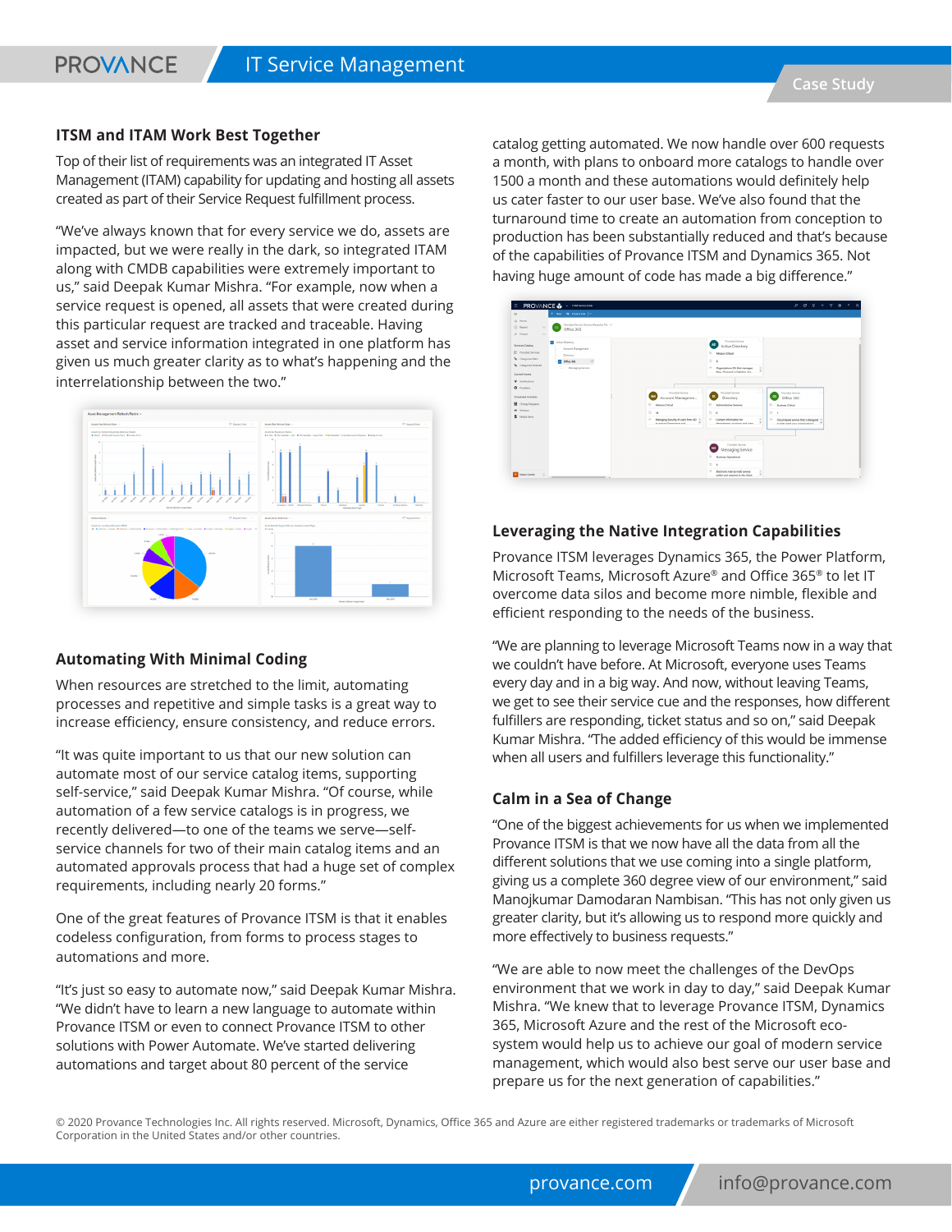## ITSM and ITAM Work Best Together

Top of their list of requirements was an integrated IT Asset Management (ITAM) capability for updating and hosting all assets created as part of their Service Request fulfillment process.

"We've always known that for every service we do, assets are impacted, but we were really in the dark, so integrated ITAM along with CMDB capabilities were extremely important to us," said Deepak Kumar Mishra. "For example, now when a service request is opened, all assets that were created during this particular request are tracked and traceable. Having asset and service information integrated in one platform has given us much greater clarity as to what's happening and the interrelationship between the two."

## Automating With Minimal Coding

When resources are stretched to the limit, automating processes and repetitive and simple tasks is a great way to increase efficiency, ensure consistency, and reduce errors.

"It was quite important to us that our new solution can automate most of our service catalog items, supporting self-service," said Deepak Kumar Mishra. "Of course, while automation of a few service catalogs is in progress, we recently delivered—to one of the teams we serve—self-service channels for two of their main catalog items and an automated approvals process that had a huge set of complex requirements, including nearly 20 forms."

One of the great features of Provance ITSM is that it enables codeless configuration, from forms to process stages to automations and more.

"It's just so easy to automate now," said Deepak Kumar Mishra. "We didn't have to learn a new language to automate within Provance ITSM or even to connect Provance ITSM to other solutions with Power Automate. We've started delivering automations and target about 80 percent of the service catalog getting automated. We now handle over 600 requests a month, with plans to onboard more catalogs to handle over 1500 a month and these automations would definitely help us cater faster to our user base. We've also found that the turnaround time to create an automation from conception to production has been substantially reduced and that's because of the capabilities of Provance ITSM and Dynamics 365. Not having huge amount of code has made a big difference."

## Leveraging the Native Integration Capabilities

Provance ITSM leverages Dynamics 365, the Power Platform, Microsoft Teams, Microsoft Azure® and Office 365® to let IT overcome data silos and become more nimble, flexible and efficient responding to the needs of the business.

"We are planning to leverage Microsoft Teams now in a way that we couldn't have before. At Microsoft, everyone uses Teams every day and in a big way. And now, without leaving Teams, we get to see their service cue and the responses, how different fulfillers are responding, ticket status and so on," said Deepak Kumar Mishra. "The added efficiency of this would be immense when all users and fulfillers leverage this functionality."

## Calm in a Sea of Change

"One of the biggest achievements for us when we implemented Provance ITSM is that we now have all the data from all the different solutions that we use coming into a single platform, giving us a complete 360 degree view of our environment," said Manojkumar Damodaran Nambisan. "This has not only given us greater clarity, but it's allowing us to respond more quickly and more effectively to business requests."

"We are able to now meet the challenges of the DevOps environment that we work in day to day," said Deepak Kumar Mishra. "We knew that to leverage Provance ITSM, Dynamics 365, Microsoft Azure and the rest of the Microsoft eco-system would help us to achieve our goal of modern service management, which would also best serve our user base and prepare us for the next generation of capabilities."

© 2020 Provance Technologies Inc. All rights reserved. Microsoft, Dynamics, Office 365 and Azure are either registered trademarks or trademarks of Microsoft Corporation in the United States and/or other countries.

provance.com info@provance.com